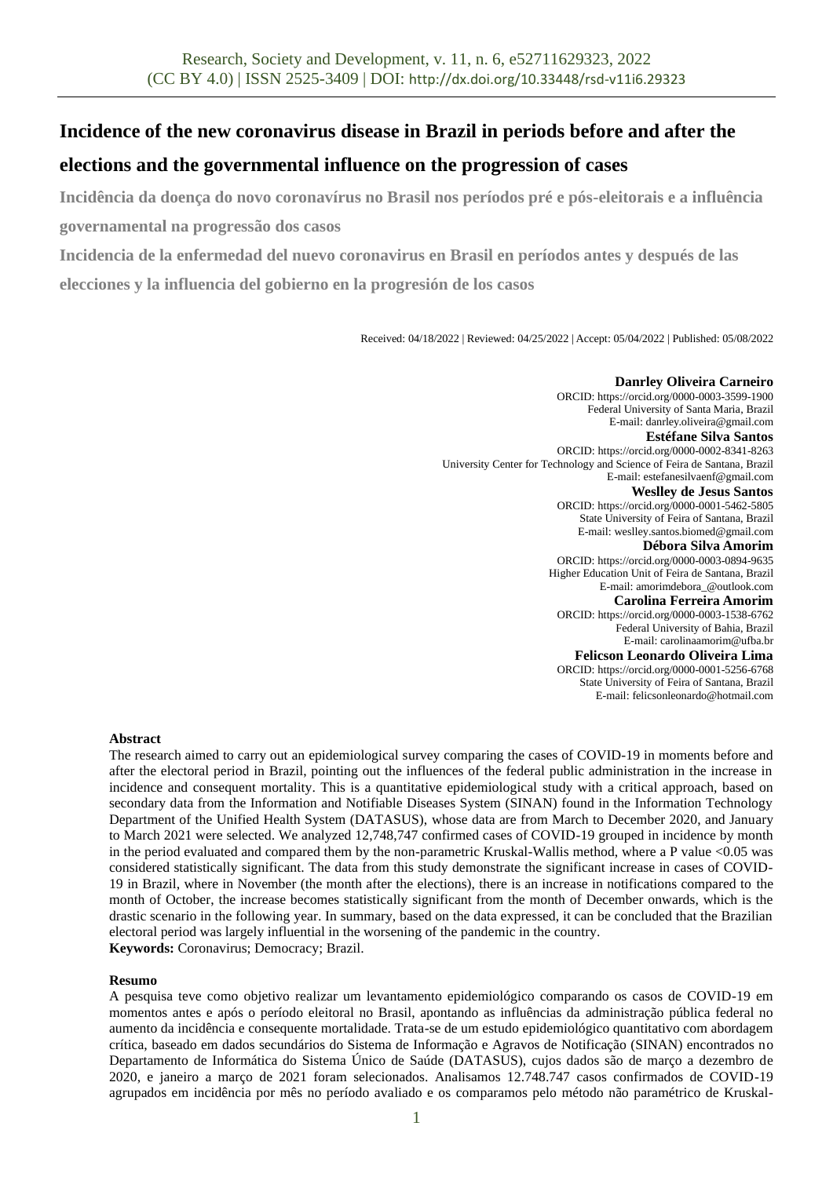# Incidence of the new coronavirus disease in Brazil in periods before and after the elections and the governmental influence on the progression of cases

**Incidência da doença do novo coronavírus no Brasil nos períodos pré e pós-eleitorais e a influência governamental na progressão dos casos**

**Incidencia de la enfermedad del nuevo coronavirus en Brasil en períodos antes y después de las elecciones y la influencia del gobierno en la progresión de los casos**

Received: 04/18/2022 | Reviewed: 04/25/2022 | Accept: 05/04/2022 | Published: 05/08/2022

**Danrley Oliveira Carneiro**
ORCID: https://orcid.org/0000-0003-3599-1900
Federal University of Santa Maria, Brazil
E-mail: danrley.oliveira@gmail.com

**Estéfane Silva Santos**
ORCID: https://orcid.org/0000-0002-8341-8263
University Center for Technology and Science of Feira de Santana, Brazil
E-mail: estefanesilvaenf@gmail.com

**Weslley de Jesus Santos**
ORCID: https://orcid.org/0000-0001-5462-5805
State University of Feira of Santana, Brazil
E-mail: weslley.santos.biomed@gmail.com

**Débora Silva Amorim**
ORCID: https://orcid.org/0000-0003-0894-9635
Higher Education Unit of Feira de Santana, Brazil
E-mail: amorimdebora_@outlook.com

**Carolina Ferreira Amorim**
ORCID: https://orcid.org/0000-0003-1538-6762
Federal University of Bahia, Brazil
E-mail: carolinaamorim@ufba.br

**Felicson Leonardo Oliveira Lima**
ORCID: https://orcid.org/0000-0001-5256-6768
State University of Feira of Santana, Brazil
E-mail: felicsonleonardo@hotmail.com

**Abstract**

The research aimed to carry out an epidemiological survey comparing the cases of COVID-19 in moments before and after the electoral period in Brazil, pointing out the influences of the federal public administration in the increase in incidence and consequent mortality. This is a quantitative epidemiological study with a critical approach, based on secondary data from the Information and Notifiable Diseases System (SINAN) found in the Information Technology Department of the Unified Health System (DATASUS), whose data are from March to December 2020, and January to March 2021 were selected. We analyzed 12,748,747 confirmed cases of COVID-19 grouped in incidence by month in the period evaluated and compared them by the non-parametric Kruskal-Wallis method, where a P value <0.05 was considered statistically significant. The data from this study demonstrate the significant increase in cases of COVID-19 in Brazil, where in November (the month after the elections), there is an increase in notifications compared to the month of October, the increase becomes statistically significant from the month of December onwards, which is the drastic scenario in the following year. In summary, based on the data expressed, it can be concluded that the Brazilian electoral period was largely influential in the worsening of the pandemic in the country.

**Keywords:** Coronavirus; Democracy; Brazil.

**Resumo**

A pesquisa teve como objetivo realizar um levantamento epidemiológico comparando os casos de COVID-19 em momentos antes e após o período eleitoral no Brasil, apontando as influências da administração pública federal no aumento da incidência e consequente mortalidade. Trata-se de um estudo epidemiológico quantitativo com abordagem crítica, baseado em dados secundários do Sistema de Informação e Agravos de Notificação (SINAN) encontrados no Departamento de Informática do Sistema Único de Saúde (DATASUS), cujos dados são de março a dezembro de 2020, e janeiro a março de 2021 foram selecionados. Analisamos 12.748.747 casos confirmados de COVID-19 agrupados em incidência por mês no período avaliado e os comparamos pelo método não paramétrico de Kruskal-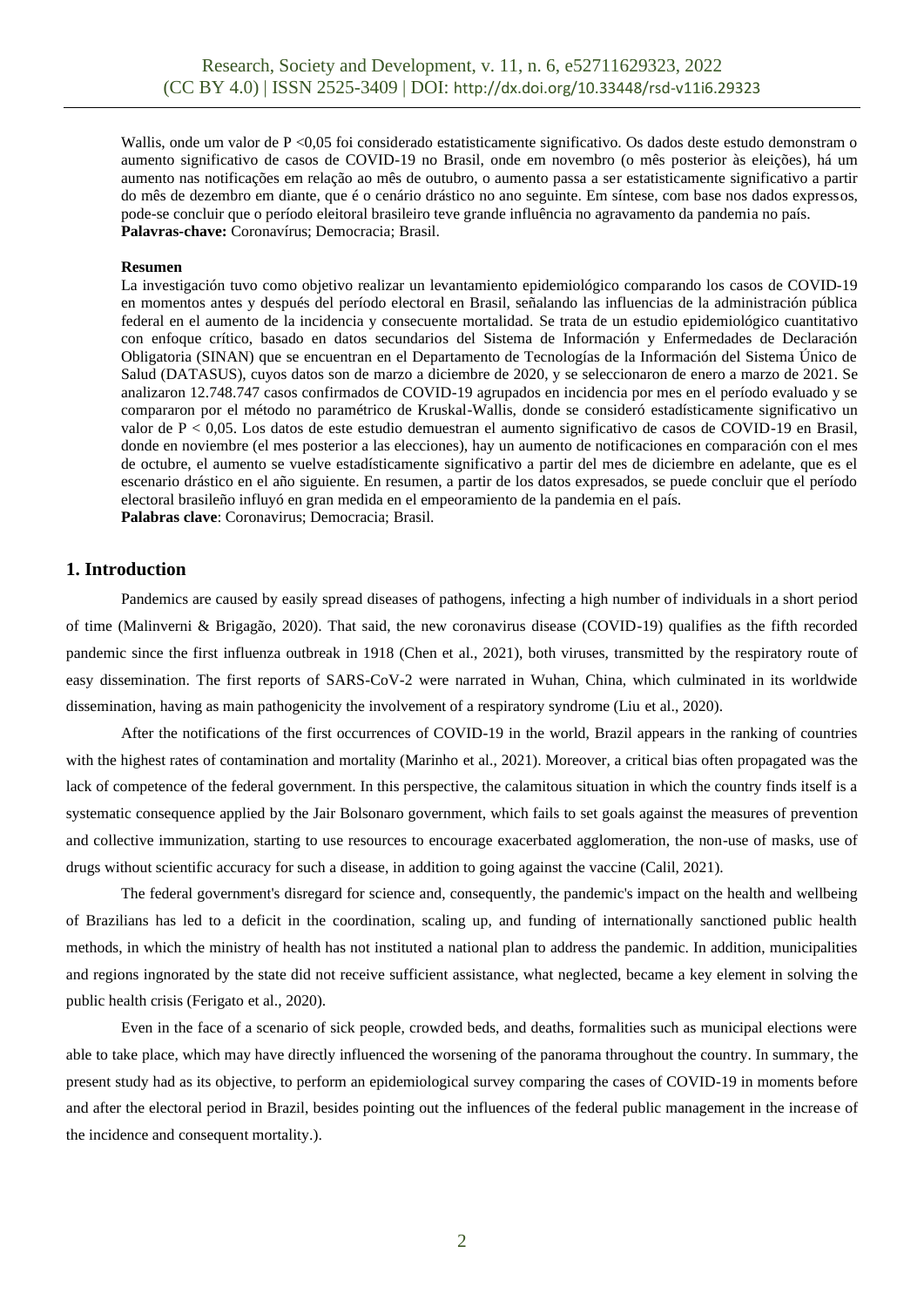Wallis, onde um valor de P <0,05 foi considerado estatisticamente significativo. Os dados deste estudo demonstram o aumento significativo de casos de COVID-19 no Brasil, onde em novembro (o mês posterior às eleições), há um aumento nas notificações em relação ao mês de outubro, o aumento passa a ser estatisticamente significativo a partir do mês de dezembro em diante, que é o cenário drástico no ano seguinte. Em síntese, com base nos dados expressos, pode-se concluir que o período eleitoral brasileiro teve grande influência no agravamento da pandemia no país.

**Palavras-chave:** Coronavírus; Democracia; Brasil.

**Resumen**

La investigación tuvo como objetivo realizar un levantamiento epidemiológico comparando los casos de COVID-19 en momentos antes y después del período electoral en Brasil, señalando las influencias de la administración pública federal en el aumento de la incidencia y consecuente mortalidad. Se trata de un estudio epidemiológico cuantitativo con enfoque crítico, basado en datos secundarios del Sistema de Información y Enfermedades de Declaración Obligatoria (SINAN) que se encuentran en el Departamento de Tecnologías de la Información del Sistema Único de Salud (DATASUS), cuyos datos son de marzo a diciembre de 2020, y se seleccionaron de enero a marzo de 2021. Se analizaron 12.748.747 casos confirmados de COVID-19 agrupados en incidencia por mes en el período evaluado y se compararon por el método no paramétrico de Kruskal-Wallis, donde se consideró estadísticamente significativo un valor de P < 0,05. Los datos de este estudio demuestran el aumento significativo de casos de COVID-19 en Brasil, donde en noviembre (el mes posterior a las elecciones), hay un aumento de notificaciones en comparación con el mes de octubre, el aumento se vuelve estadísticamente significativo a partir del mes de diciembre en adelante, que es el escenario drástico en el año siguiente. En resumen, a partir de los datos expresados, se puede concluir que el período electoral brasileño influyó en gran medida en el empeoramiento de la pandemia en el país.

**Palabras clave**: Coronavirus; Democracia; Brasil.

## 1. Introduction

Pandemics are caused by easily spread diseases of pathogens, infecting a high number of individuals in a short period of time (Malinverni & Brigagão, 2020). That said, the new coronavirus disease (COVID-19) qualifies as the fifth recorded pandemic since the first influenza outbreak in 1918 (Chen et al., 2021), both viruses, transmitted by the respiratory route of easy dissemination. The first reports of SARS-CoV-2 were narrated in Wuhan, China, which culminated in its worldwide dissemination, having as main pathogenicity the involvement of a respiratory syndrome (Liu et al., 2020).

After the notifications of the first occurrences of COVID-19 in the world, Brazil appears in the ranking of countries with the highest rates of contamination and mortality (Marinho et al., 2021). Moreover, a critical bias often propagated was the lack of competence of the federal government. In this perspective, the calamitous situation in which the country finds itself is a systematic consequence applied by the Jair Bolsonaro government, which fails to set goals against the measures of prevention and collective immunization, starting to use resources to encourage exacerbated agglomeration, the non-use of masks, use of drugs without scientific accuracy for such a disease, in addition to going against the vaccine (Calil, 2021).

The federal government's disregard for science and, consequently, the pandemic's impact on the health and wellbeing of Brazilians has led to a deficit in the coordination, scaling up, and funding of internationally sanctioned public health methods, in which the ministry of health has not instituted a national plan to address the pandemic. In addition, municipalities and regions ingnorated by the state did not receive sufficient assistance, what neglected, became a key element in solving the public health crisis (Ferigato et al., 2020).

Even in the face of a scenario of sick people, crowded beds, and deaths, formalities such as municipal elections were able to take place, which may have directly influenced the worsening of the panorama throughout the country. In summary, the present study had as its objective, to perform an epidemiological survey comparing the cases of COVID-19 in moments before and after the electoral period in Brazil, besides pointing out the influences of the federal public management in the increase of the incidence and consequent mortality.).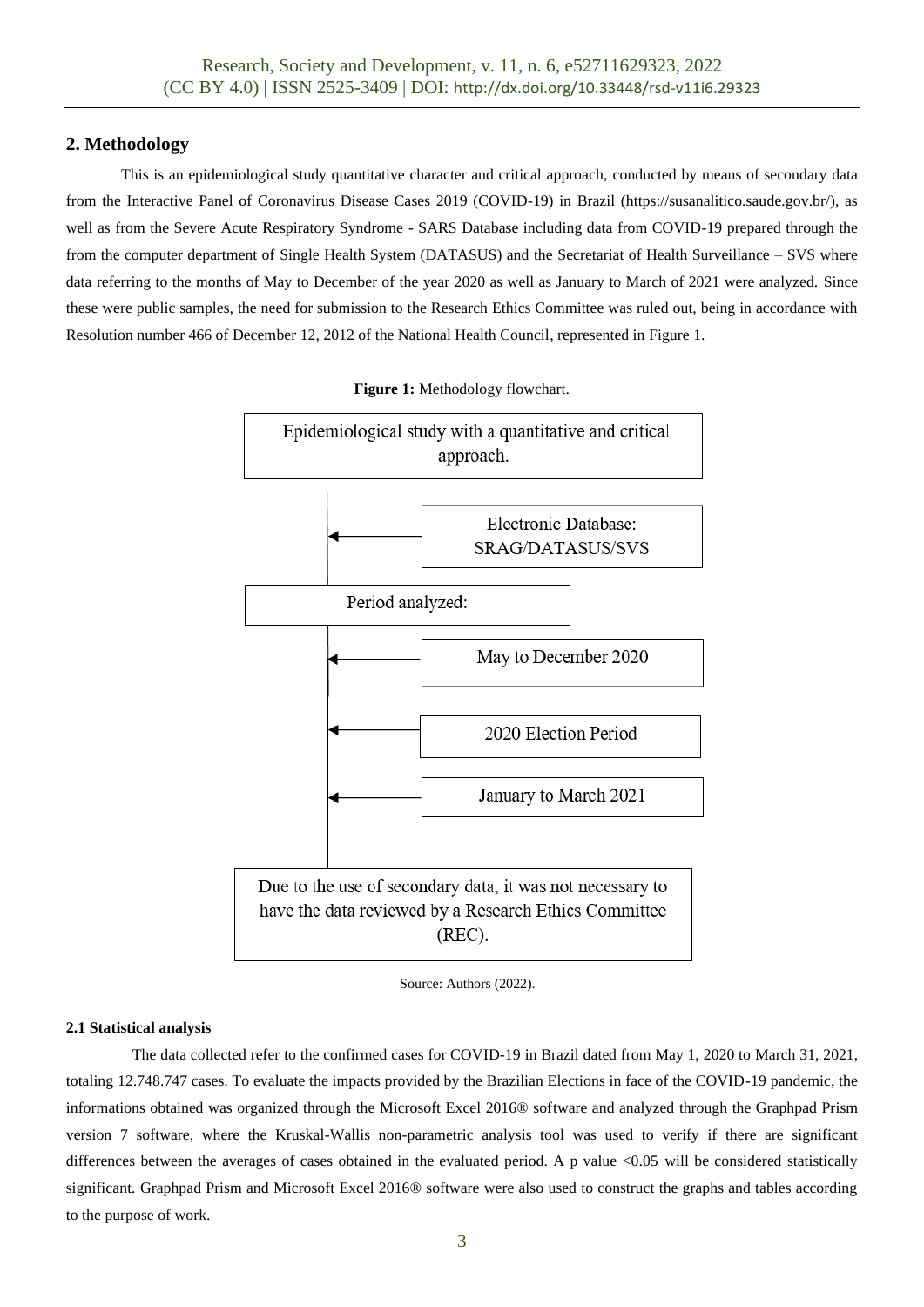## 2. Methodology

This is an epidemiological study quantitative character and critical approach, conducted by means of secondary data from the Interactive Panel of Coronavirus Disease Cases 2019 (COVID-19) in Brazil (https://susanalitico.saude.gov.br/), as well as from the Severe Acute Respiratory Syndrome - SARS Database including data from COVID-19 prepared through the from the computer department of Single Health System (DATASUS) and the Secretariat of Health Surveillance – SVS where data referring to the months of May to December of the year 2020 as well as January to March of 2021 were analyzed. Since these were public samples, the need for submission to the Research Ethics Committee was ruled out, being in accordance with Resolution number 466 of December 12, 2012 of the National Health Council, represented in Figure 1.

**Figure 1:** Methodology flowchart.

Epidemiological study with a quantitative and critical approach.

Electronic Database: SRAG/DATASUS/SVS

Period analyzed:

May to December 2020

2020 Election Period

January to March 2021

Due to the use of secondary data, it was not necessary to have the data reviewed by a Research Ethics Committee (REC).

Source: Authors (2022).

### 2.1 Statistical analysis

The data collected refer to the confirmed cases for COVID-19 in Brazil dated from May 1, 2020 to March 31, 2021, totaling 12.748.747 cases. To evaluate the impacts provided by the Brazilian Elections in face of the COVID-19 pandemic, the informations obtained was organized through the Microsoft Excel 2016® software and analyzed through the Graphpad Prism version 7 software, where the Kruskal-Wallis non-parametric analysis tool was used to verify if there are significant differences between the averages of cases obtained in the evaluated period. A p value $<0.05$ will be considered statistically significant. Graphpad Prism and Microsoft Excel 2016® software were also used to construct the graphs and tables according to the purpose of work.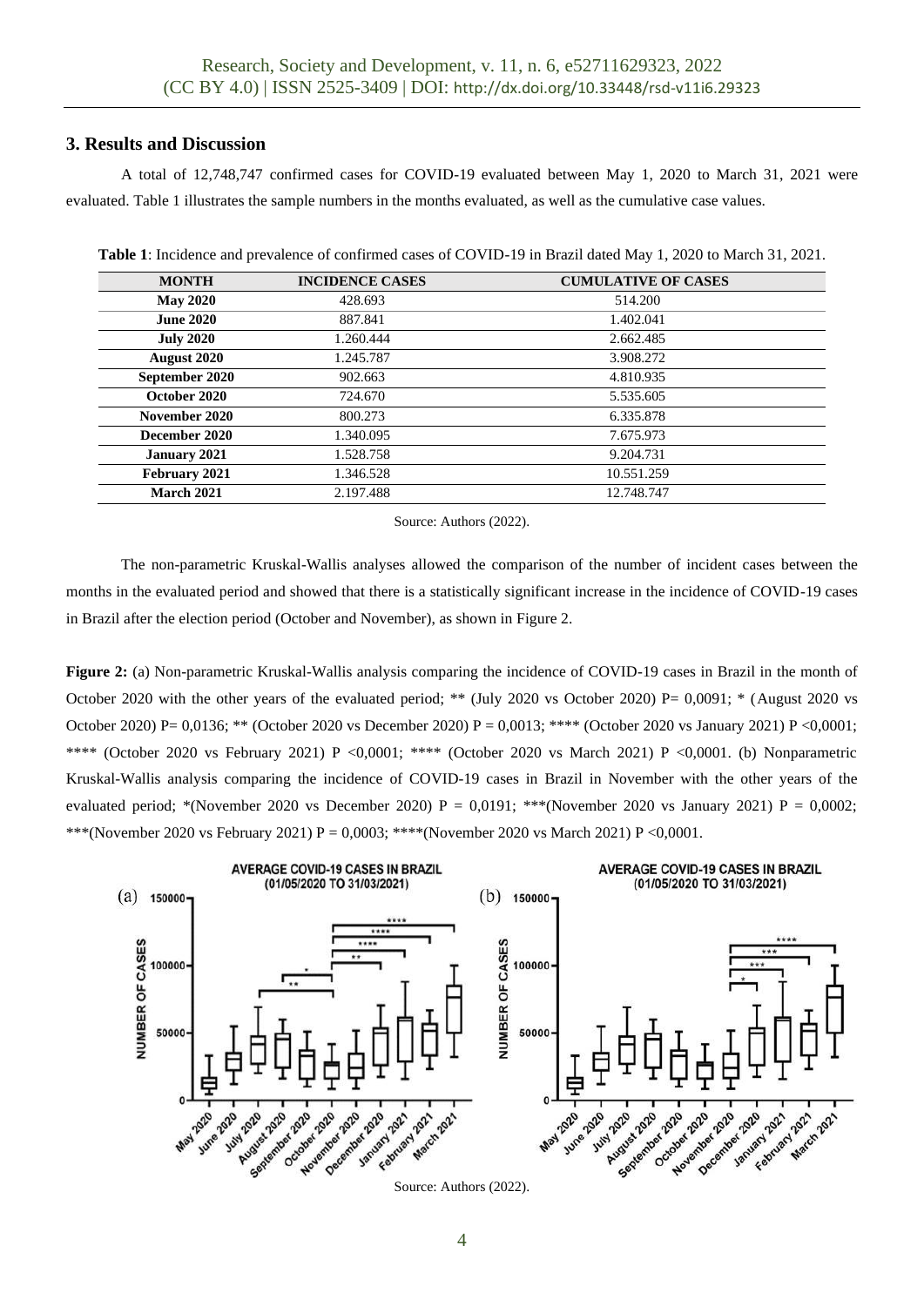## 3. Results and Discussion

A total of 12,748,747 confirmed cases for COVID-19 evaluated between May 1, 2020 to March 31, 2021 were evaluated. Table 1 illustrates the sample numbers in the months evaluated, as well as the cumulative case values.

**Table 1**: Incidence and prevalence of confirmed cases of COVID-19 in Brazil dated May 1, 2020 to March 31, 2021.

| MONTH | INCIDENCE CASES | CUMULATIVE OF CASES |
|---|---|---|
| **May 2020** | 428.693 | 514.200 |
| **June 2020** | 887.841 | 1.402.041 |
| **July 2020** | 1.260.444 | 2.662.485 |
| **August 2020** | 1.245.787 | 3.908.272 |
| **September 2020** | 902.663 | 4.810.935 |
| **October 2020** | 724.670 | 5.535.605 |
| **November 2020** | 800.273 | 6.335.878 |
| **December 2020** | 1.340.095 | 7.675.973 |
| **January 2021** | 1.528.758 | 9.204.731 |
| **February 2021** | 1.346.528 | 10.551.259 |
| **March 2021** | 2.197.488 | 12.748.747 |

Source: Authors (2022).

The non-parametric Kruskal-Wallis analyses allowed the comparison of the number of incident cases between the months in the evaluated period and showed that there is a statistically significant increase in the incidence of COVID-19 cases in Brazil after the election period (October and November), as shown in Figure 2.

**Figure 2:** (a) Non-parametric Kruskal-Wallis analysis comparing the incidence of COVID-19 cases in Brazil in the month of October 2020 with the other years of the evaluated period; ** (July 2020 vs October 2020) P= 0,0091; * (August 2020 vs October 2020) P= 0,0136; ** (October 2020 vs December 2020) P = 0,0013; **** (October 2020 vs January 2021) P <0,0001; **** (October 2020 vs February 2021) P <0,0001; **** (October 2020 vs March 2021) P <0,0001. (b) Nonparametric Kruskal-Wallis analysis comparing the incidence of COVID-19 cases in Brazil in November with the other years of the evaluated period; *(November 2020 vs December 2020) P = 0,0191; ***(November 2020 vs January 2021) P = 0,0002; ***(November 2020 vs February 2021) P = 0,0003; ****(November 2020 vs March 2021) P <0,0001.

Source: Authors (2022).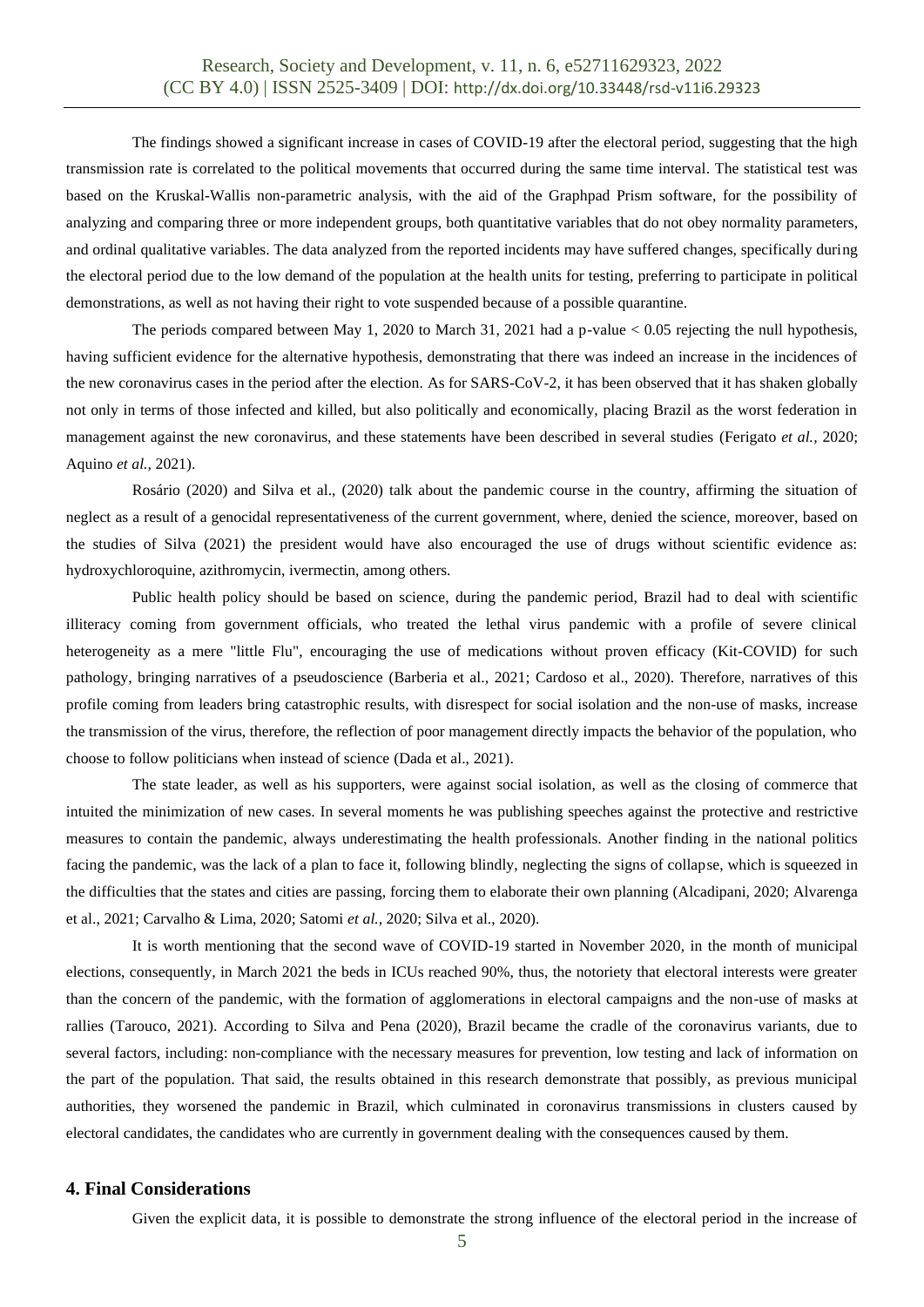The findings showed a significant increase in cases of COVID-19 after the electoral period, suggesting that the high transmission rate is correlated to the political movements that occurred during the same time interval. The statistical test was based on the Kruskal-Wallis non-parametric analysis, with the aid of the Graphpad Prism software, for the possibility of analyzing and comparing three or more independent groups, both quantitative variables that do not obey normality parameters, and ordinal qualitative variables. The data analyzed from the reported incidents may have suffered changes, specifically during the electoral period due to the low demand of the population at the health units for testing, preferring to participate in political demonstrations, as well as not having their right to vote suspended because of a possible quarantine.

The periods compared between May 1, 2020 to March 31, 2021 had a p-value $< 0.05$ rejecting the null hypothesis, having sufficient evidence for the alternative hypothesis, demonstrating that there was indeed an increase in the incidences of the new coronavirus cases in the period after the election. As for SARS-CoV-2, it has been observed that it has shaken globally not only in terms of those infected and killed, but also politically and economically, placing Brazil as the worst federation in management against the new coronavirus, and these statements have been described in several studies (Ferigato *et al.*, 2020; Aquino *et al.*, 2021).

Rosário (2020) and Silva et al., (2020) talk about the pandemic course in the country, affirming the situation of neglect as a result of a genocidal representativeness of the current government, where, denied the science, moreover, based on the studies of Silva (2021) the president would have also encouraged the use of drugs without scientific evidence as: hydroxychloroquine, azithromycin, ivermectin, among others.

Public health policy should be based on science, during the pandemic period, Brazil had to deal with scientific illiteracy coming from government officials, who treated the lethal virus pandemic with a profile of severe clinical heterogeneity as a mere "little Flu", encouraging the use of medications without proven efficacy (Kit-COVID) for such pathology, bringing narratives of a pseudoscience (Barberia et al., 2021; Cardoso et al., 2020). Therefore, narratives of this profile coming from leaders bring catastrophic results, with disrespect for social isolation and the non-use of masks, increase the transmission of the virus, therefore, the reflection of poor management directly impacts the behavior of the population, who choose to follow politicians when instead of science (Dada et al., 2021).

The state leader, as well as his supporters, were against social isolation, as well as the closing of commerce that intuited the minimization of new cases. In several moments he was publishing speeches against the protective and restrictive measures to contain the pandemic, always underestimating the health professionals. Another finding in the national politics facing the pandemic, was the lack of a plan to face it, following blindly, neglecting the signs of collapse, which is squeezed in the difficulties that the states and cities are passing, forcing them to elaborate their own planning (Alcadipani, 2020; Alvarenga et al., 2021; Carvalho & Lima, 2020; Satomi *et al.*, 2020; Silva et al., 2020).

It is worth mentioning that the second wave of COVID-19 started in November 2020, in the month of municipal elections, consequently, in March 2021 the beds in ICUs reached 90%, thus, the notoriety that electoral interests were greater than the concern of the pandemic, with the formation of agglomerations in electoral campaigns and the non-use of masks at rallies (Tarouco, 2021). According to Silva and Pena (2020), Brazil became the cradle of the coronavirus variants, due to several factors, including: non-compliance with the necessary measures for prevention, low testing and lack of information on the part of the population. That said, the results obtained in this research demonstrate that possibly, as previous municipal authorities, they worsened the pandemic in Brazil, which culminated in coronavirus transmissions in clusters caused by electoral candidates, the candidates who are currently in government dealing with the consequences caused by them.

## 4. Final Considerations

Given the explicit data, it is possible to demonstrate the strong influence of the electoral period in the increase of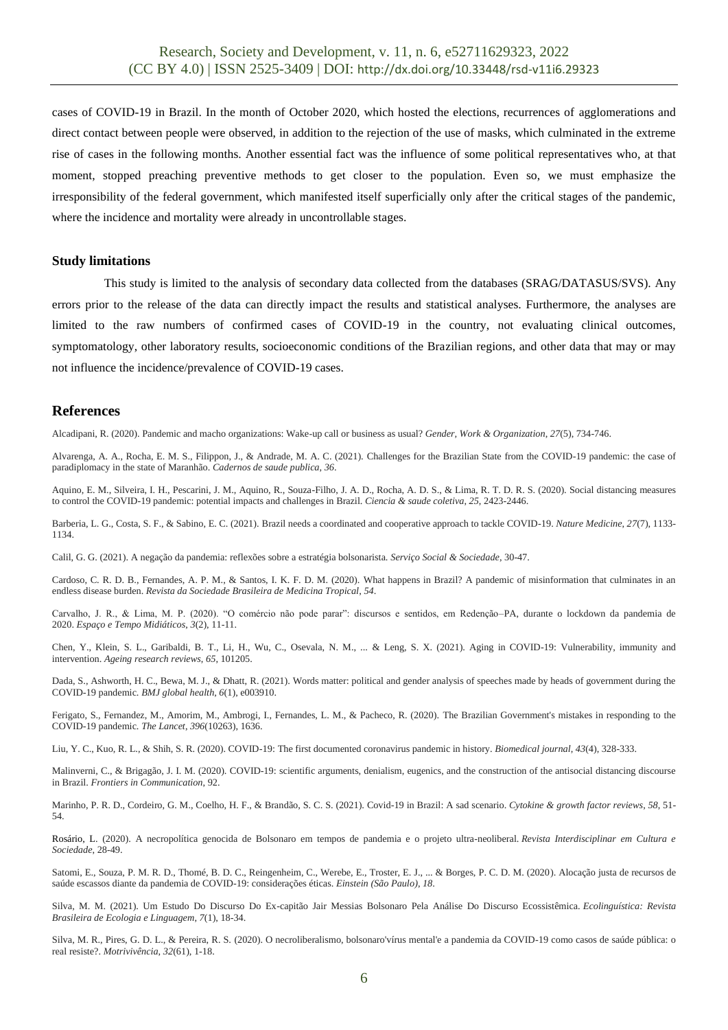cases of COVID-19 in Brazil. In the month of October 2020, which hosted the elections, recurrences of agglomerations and direct contact between people were observed, in addition to the rejection of the use of masks, which culminated in the extreme rise of cases in the following months. Another essential fact was the influence of some political representatives who, at that moment, stopped preaching preventive methods to get closer to the population. Even so, we must emphasize the irresponsibility of the federal government, which manifested itself superficially only after the critical stages of the pandemic, where the incidence and mortality were already in uncontrollable stages.

### Study limitations

This study is limited to the analysis of secondary data collected from the databases (SRAG/DATASUS/SVS). Any errors prior to the release of the data can directly impact the results and statistical analyses. Furthermore, the analyses are limited to the raw numbers of confirmed cases of COVID-19 in the country, not evaluating clinical outcomes, symptomatology, other laboratory results, socioeconomic conditions of the Brazilian regions, and other data that may or may not influence the incidence/prevalence of COVID-19 cases.

## References

Alcadipani, R. (2020). Pandemic and macho organizations: Wake-up call or business as usual? *Gender, Work & Organization*, *27*(5), 734-746.

Alvarenga, A. A., Rocha, E. M. S., Filippon, J., & Andrade, M. A. C. (2021). Challenges for the Brazilian State from the COVID-19 pandemic: the case of paradiplomacy in the state of Maranhão. *Cadernos de saude publica*, *36*.

Aquino, E. M., Silveira, I. H., Pescarini, J. M., Aquino, R., Souza-Filho, J. A. D., Rocha, A. D. S., & Lima, R. T. D. R. S. (2020). Social distancing measures to control the COVID-19 pandemic: potential impacts and challenges in Brazil. *Ciencia & saude coletiva*, *25*, 2423-2446.

Barberia, L. G., Costa, S. F., & Sabino, E. C. (2021). Brazil needs a coordinated and cooperative approach to tackle COVID-19. *Nature Medicine*, *27*(7), 1133-1134.

Calil, G. G. (2021). A negação da pandemia: reflexões sobre a estratégia bolsonarista. *Serviço Social & Sociedade*, 30-47.

Cardoso, C. R. D. B., Fernandes, A. P. M., & Santos, I. K. F. D. M. (2020). What happens in Brazil? A pandemic of misinformation that culminates in an endless disease burden. *Revista da Sociedade Brasileira de Medicina Tropical*, *54*.

Carvalho, J. R., & Lima, M. P. (2020). "O comércio não pode parar": discursos e sentidos, em Redenção–PA, durante o lockdown da pandemia de 2020. *Espaço e Tempo Midiáticos*, *3*(2), 11-11.

Chen, Y., Klein, S. L., Garibaldi, B. T., Li, H., Wu, C., Osevala, N. M., ... & Leng, S. X. (2021). Aging in COVID-19: Vulnerability, immunity and intervention. *Ageing research reviews*, *65*, 101205.

Dada, S., Ashworth, H. C., Bewa, M. J., & Dhatt, R. (2021). Words matter: political and gender analysis of speeches made by heads of government during the COVID-19 pandemic. *BMJ global health*, *6*(1), e003910.

Ferigato, S., Fernandez, M., Amorim, M., Ambrogi, I., Fernandes, L. M., & Pacheco, R. (2020). The Brazilian Government's mistakes in responding to the COVID-19 pandemic. *The Lancet*, *396*(10263), 1636.

Liu, Y. C., Kuo, R. L., & Shih, S. R. (2020). COVID-19: The first documented coronavirus pandemic in history. *Biomedical journal*, *43*(4), 328-333.

Malinverni, C., & Brigagão, J. I. M. (2020). COVID-19: scientific arguments, denialism, eugenics, and the construction of the antisocial distancing discourse in Brazil. *Frontiers in Communication*, 92.

Marinho, P. R. D., Cordeiro, G. M., Coelho, H. F., & Brandão, S. C. S. (2021). Covid-19 in Brazil: A sad scenario. *Cytokine & growth factor reviews*, *58*, 51-54.

Rosário, L. (2020). A necropolítica genocida de Bolsonaro em tempos de pandemia e o projeto ultra-neoliberal. *Revista Interdisciplinar em Cultura e Sociedade*, 28-49.

Satomi, E., Souza, P. M. R. D., Thomé, B. D. C., Reingenheim, C., Werebe, E., Troster, E. J., ... & Borges, P. C. D. M. (2020). Alocação justa de recursos de saúde escassos diante da pandemia de COVID-19: considerações éticas. *Einstein (São Paulo)*, *18*.

Silva, M. M. (2021). Um Estudo Do Discurso Do Ex-capitão Jair Messias Bolsonaro Pela Análise Do Discurso Ecossistêmica. *Ecolinguística: Revista Brasileira de Ecologia e Linguagem*, *7*(1), 18-34.

Silva, M. R., Pires, G. D. L., & Pereira, R. S. (2020). O necroliberalismo, bolsonaro'vírus mental'e a pandemia da COVID-19 como casos de saúde pública: o real resiste?. *Motrivivência*, *32*(61), 1-18.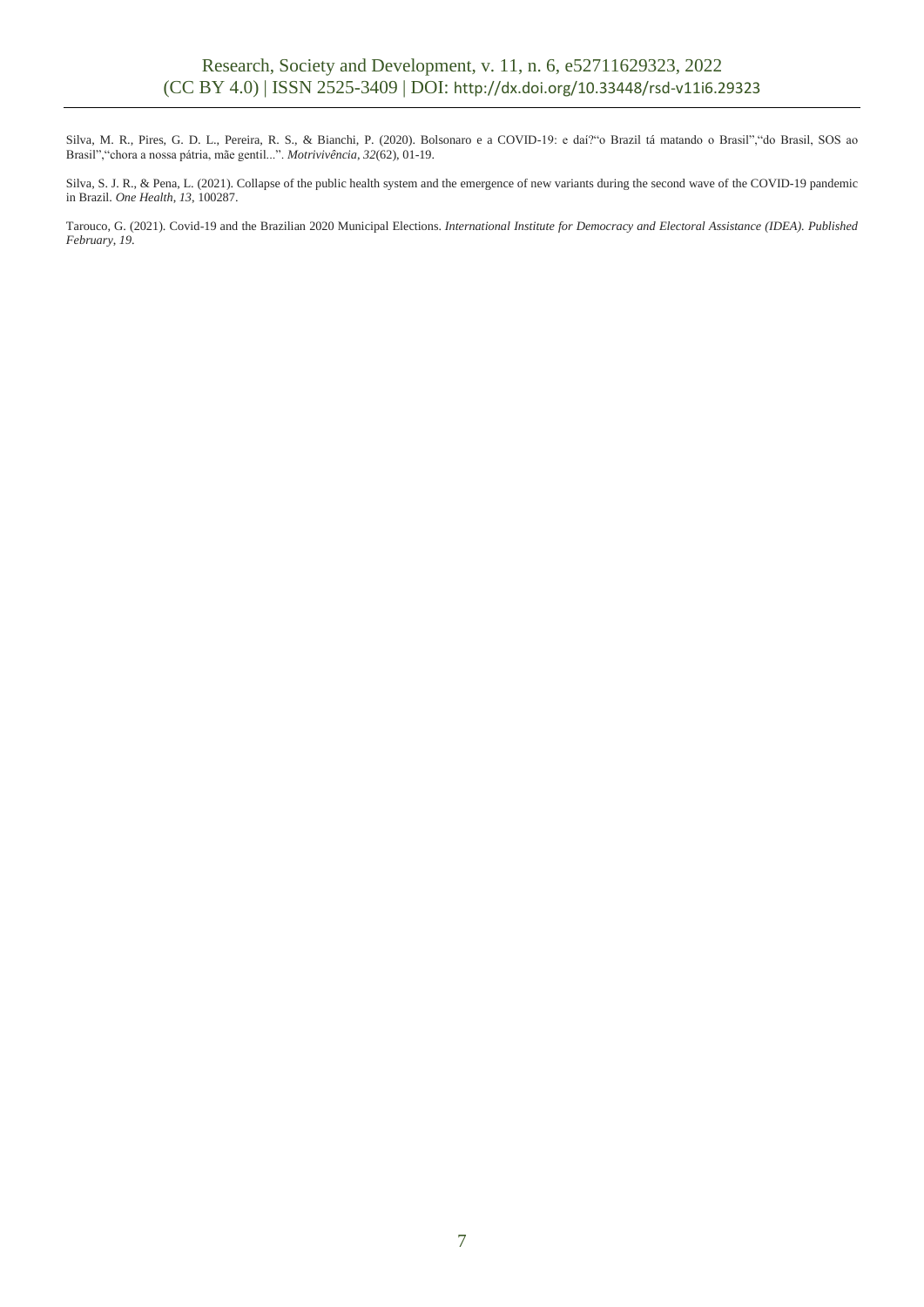Silva, M. R., Pires, G. D. L., Pereira, R. S., & Bianchi, P. (2020). Bolsonaro e a COVID-19: e daí?"o Brazil tá matando o Brasil","do Brasil, SOS ao Brasil","chora a nossa pátria, mãe gentil...". *Motrivivência*, *32*(62), 01-19.

Silva, S. J. R., & Pena, L. (2021). Collapse of the public health system and the emergence of new variants during the second wave of the COVID-19 pandemic in Brazil. *One Health*, *13*, 100287.

Tarouco, G. (2021). Covid-19 and the Brazilian 2020 Municipal Elections. *International Institute for Democracy and Electoral Assistance (IDEA). Published February, 19*.